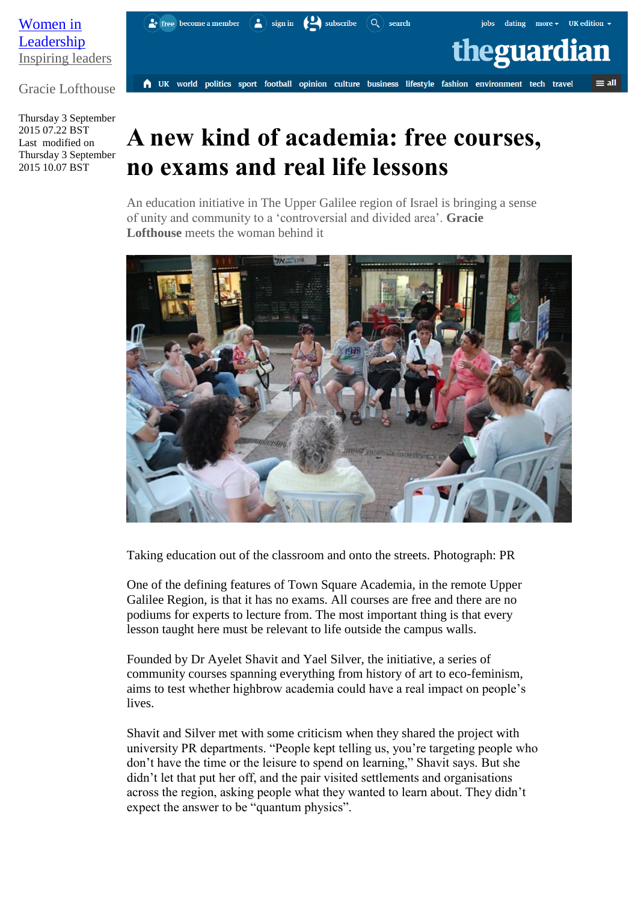Women in Leadership
Inspiring leaders

Gracie Lofthouse

Thursday 3 September 2015 07.22 BST
Last modified on Thursday 3 September 2015 10.07 BST

# A new kind of academia: free courses, no exams and real life lessons

An education initiative in The Upper Galilee region of Israel is bringing a sense of unity and community to a 'controversial and divided area'. **Gracie Lofthouse** meets the woman behind it

Taking education out of the classroom and onto the streets. Photograph: PR

One of the defining features of Town Square Academia, in the remote Upper Galilee Region, is that it has no exams. All courses are free and there are no podiums for experts to lecture from. The most important thing is that every lesson taught here must be relevant to life outside the campus walls.

Founded by Dr Ayelet Shavit and Yael Silver, the initiative, a series of community courses spanning everything from history of art to eco-feminism, aims to test whether highbrow academia could have a real impact on people's lives.

Shavit and Silver met with some criticism when they shared the project with university PR departments. "People kept telling us, you're targeting people who don't have the time or the leisure to spend on learning," Shavit says. But she didn't let that put her off, and the pair visited settlements and organisations across the region, asking people what they wanted to learn about. They didn't expect the answer to be "quantum physics".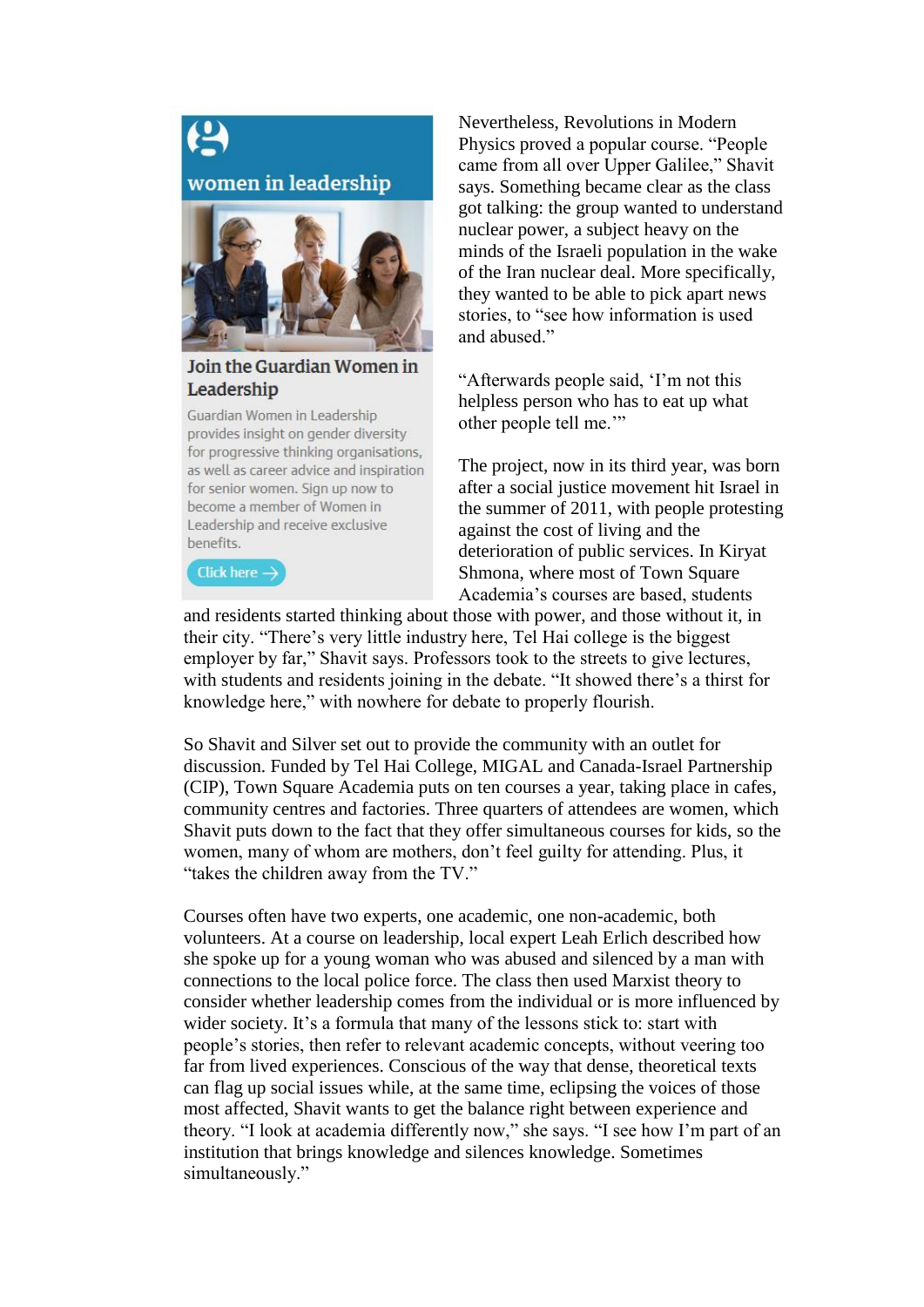**women in leadership**

**Join the Guardian Women in Leadership**

Guardian Women in Leadership provides insight on gender diversity for progressive thinking organisations, as well as career advice and inspiration for senior women. Sign up now to become a member of Women in Leadership and receive exclusive benefits.

Click here →

Nevertheless, Revolutions in Modern Physics proved a popular course. "People came from all over Upper Galilee," Shavit says. Something became clear as the class got talking: the group wanted to understand nuclear power, a subject heavy on the minds of the Israeli population in the wake of the Iran nuclear deal. More specifically, they wanted to be able to pick apart news stories, to "see how information is used and abused."

"Afterwards people said, 'I'm not this helpless person who has to eat up what other people tell me.'"

The project, now in its third year, was born after a social justice movement hit Israel in the summer of 2011, with people protesting against the cost of living and the deterioration of public services. In Kiryat Shmona, where most of Town Square Academia's courses are based, students and residents started thinking about those with power, and those without it, in their city. "There's very little industry here, Tel Hai college is the biggest employer by far," Shavit says. Professors took to the streets to give lectures, with students and residents joining in the debate. "It showed there's a thirst for knowledge here," with nowhere for debate to properly flourish.

So Shavit and Silver set out to provide the community with an outlet for discussion. Funded by Tel Hai College, MIGAL and Canada-Israel Partnership (CIP), Town Square Academia puts on ten courses a year, taking place in cafes, community centres and factories. Three quarters of attendees are women, which Shavit puts down to the fact that they offer simultaneous courses for kids, so the women, many of whom are mothers, don't feel guilty for attending. Plus, it "takes the children away from the TV."

Courses often have two experts, one academic, one non-academic, both volunteers. At a course on leadership, local expert Leah Erlich described how she spoke up for a young woman who was abused and silenced by a man with connections to the local police force. The class then used Marxist theory to consider whether leadership comes from the individual or is more influenced by wider society. It's a formula that many of the lessons stick to: start with people's stories, then refer to relevant academic concepts, without veering too far from lived experiences. Conscious of the way that dense, theoretical texts can flag up social issues while, at the same time, eclipsing the voices of those most affected, Shavit wants to get the balance right between experience and theory. "I look at academia differently now," she says. "I see how I'm part of an institution that brings knowledge and silences knowledge. Sometimes simultaneously."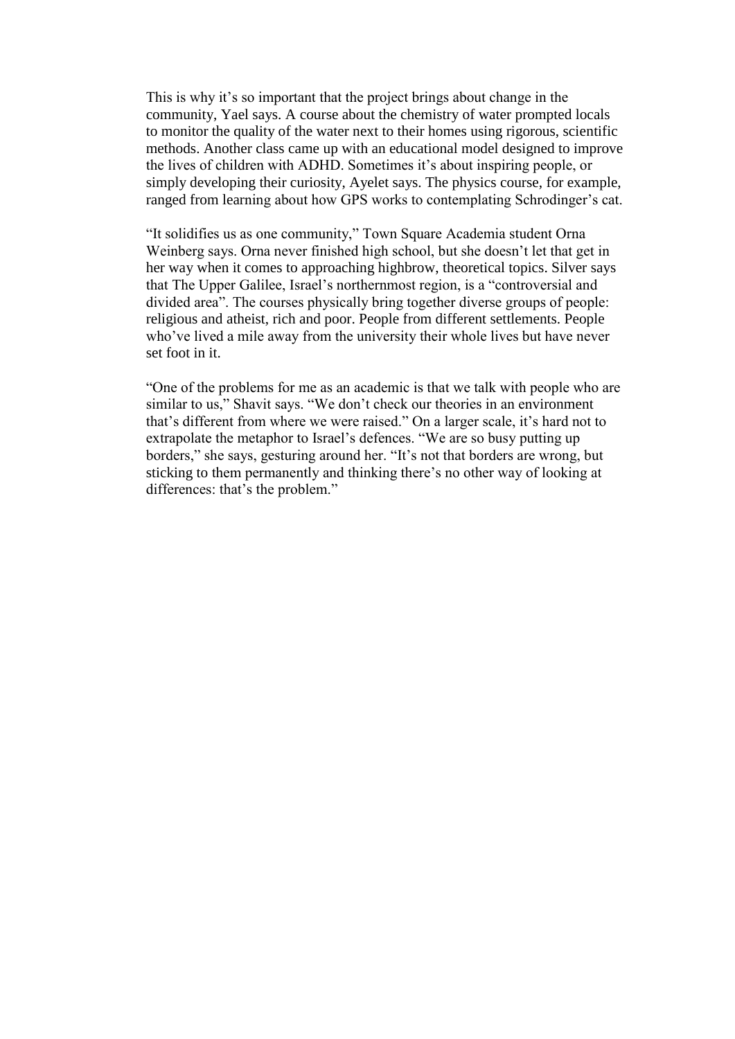This is why it's so important that the project brings about change in the community, Yael says. A course about the chemistry of water prompted locals to monitor the quality of the water next to their homes using rigorous, scientific methods. Another class came up with an educational model designed to improve the lives of children with ADHD. Sometimes it's about inspiring people, or simply developing their curiosity, Ayelet says. The physics course, for example, ranged from learning about how GPS works to contemplating Schrodinger's cat.

"It solidifies us as one community," Town Square Academia student Orna Weinberg says. Orna never finished high school, but she doesn't let that get in her way when it comes to approaching highbrow, theoretical topics. Silver says that The Upper Galilee, Israel's northernmost region, is a "controversial and divided area". The courses physically bring together diverse groups of people: religious and atheist, rich and poor. People from different settlements. People who've lived a mile away from the university their whole lives but have never set foot in it.

"One of the problems for me as an academic is that we talk with people who are similar to us," Shavit says. "We don't check our theories in an environment that's different from where we were raised." On a larger scale, it's hard not to extrapolate the metaphor to Israel's defences. "We are so busy putting up borders," she says, gesturing around her. "It's not that borders are wrong, but sticking to them permanently and thinking there's no other way of looking at differences: that's the problem."